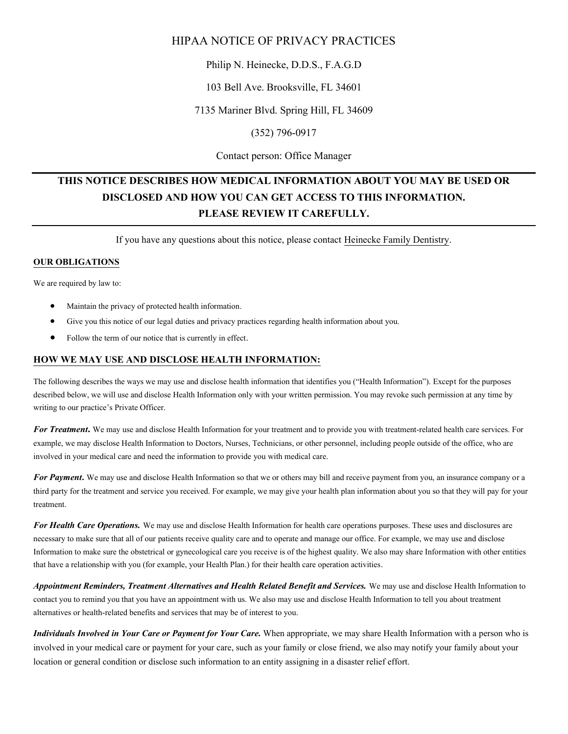# HIPAA NOTICE OF PRIVACY PRACTICES

Philip N. Heinecke, D.D.S., F.A.G.D

103 Bell Ave. Brooksville, FL 34601

7135 Mariner Blvd. Spring Hill, FL 34609

(352) 796-0917

Contact person: Office Manager

---

**THIS NOTICE DESCRIBES HOW MEDICAL INFORMATION ABOUT YOU MAY BE USED OR DISCLOSED AND HOW YOU CAN GET ACCESS TO THIS INFORMATION. PLEASE REVIEW IT CAREFULLY.**

---

If you have any questions about this notice, please contact Heinecke Family Dentistry.

## OUR OBLIGATIONS

We are required by law to:

- Maintain the privacy of protected health information.
- Give you this notice of our legal duties and privacy practices regarding health information about you.
- Follow the term of our notice that is currently in effect.

## HOW WE MAY USE AND DISCLOSE HEALTH INFORMATION:

The following describes the ways we may use and disclose health information that identifies you ("Health Information"). Except for the purposes described below, we will use and disclose Health Information only with your written permission. You may revoke such permission at any time by writing to our practice's Private Officer.

***For Treatment*.** We may use and disclose Health Information for your treatment and to provide you with treatment-related health care services. For example, we may disclose Health Information to Doctors, Nurses, Technicians, or other personnel, including people outside of the office, who are involved in your medical care and need the information to provide you with medical care.

***For Payment*.** We may use and disclose Health Information so that we or others may bill and receive payment from you, an insurance company or a third party for the treatment and service you received. For example, we may give your health plan information about you so that they will pay for your treatment.

***For Health Care Operations.*** We may use and disclose Health Information for health care operations purposes. These uses and disclosures are necessary to make sure that all of our patients receive quality care and to operate and manage our office. For example, we may use and disclose Information to make sure the obstetrical or gynecological care you receive is of the highest quality. We also may share Information with other entities that have a relationship with you (for example, your Health Plan.) for their health care operation activities.

***Appointment Reminders, Treatment Alternatives and Health Related Benefit and Services.*** We may use and disclose Health Information to contact you to remind you that you have an appointment with us. We also may use and disclose Health Information to tell you about treatment alternatives or health-related benefits and services that may be of interest to you.

***Individuals Involved in Your Care or Payment for Your Care.*** When appropriate, we may share Health Information with a person who is involved in your medical care or payment for your care, such as your family or close friend, we also may notify your family about your location or general condition or disclose such information to an entity assigning in a disaster relief effort.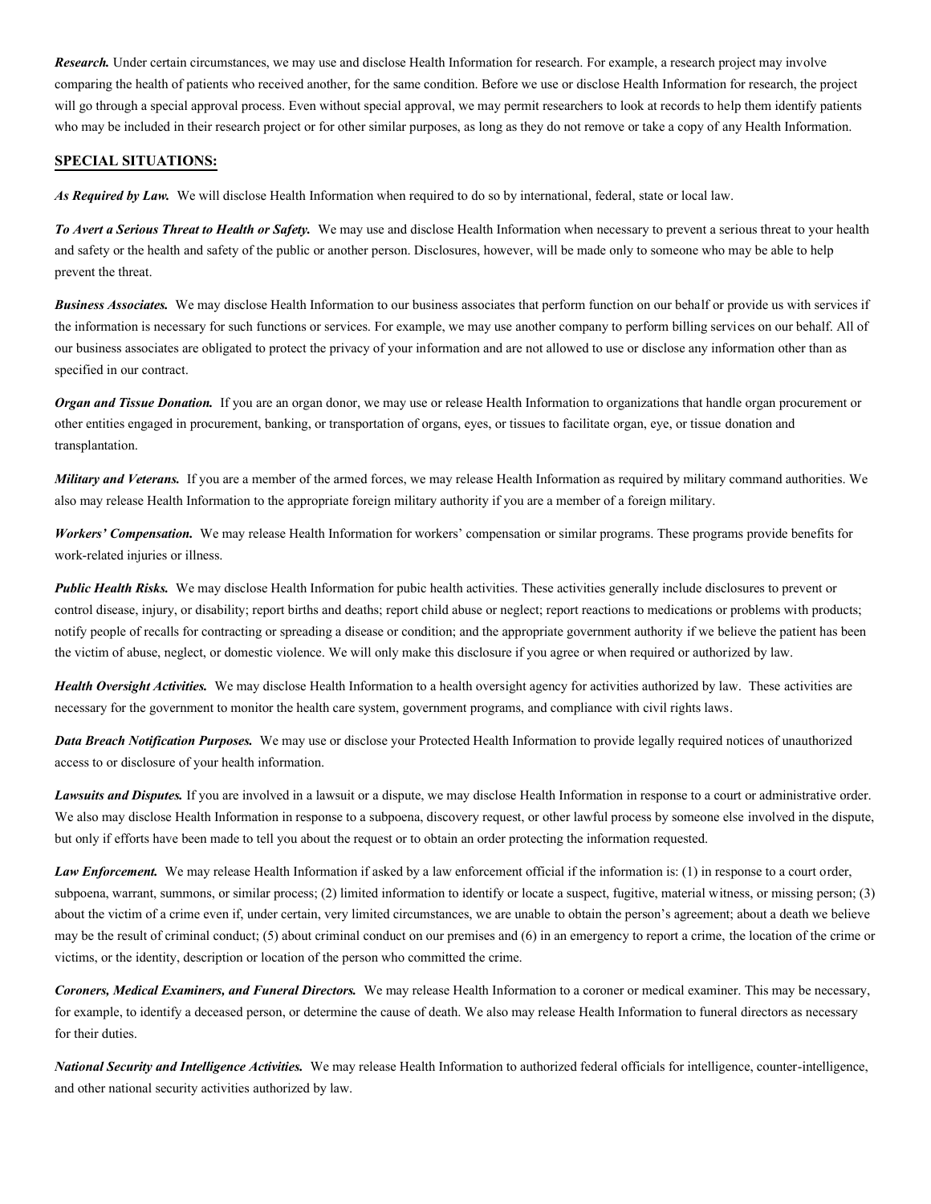***Research.*** Under certain circumstances, we may use and disclose Health Information for research. For example, a research project may involve comparing the health of patients who received another, for the same condition. Before we use or disclose Health Information for research, the project will go through a special approval process. Even without special approval, we may permit researchers to look at records to help them identify patients who may be included in their research project or for other similar purposes, as long as they do not remove or take a copy of any Health Information.

## SPECIAL SITUATIONS:

***As Required by Law.*** We will disclose Health Information when required to do so by international, federal, state or local law.

***To Avert a Serious Threat to Health or Safety.*** We may use and disclose Health Information when necessary to prevent a serious threat to your health and safety or the health and safety of the public or another person. Disclosures, however, will be made only to someone who may be able to help prevent the threat.

***Business Associates.*** We may disclose Health Information to our business associates that perform function on our behalf or provide us with services if the information is necessary for such functions or services. For example, we may use another company to perform billing services on our behalf. All of our business associates are obligated to protect the privacy of your information and are not allowed to use or disclose any information other than as specified in our contract.

***Organ and Tissue Donation.*** If you are an organ donor, we may use or release Health Information to organizations that handle organ procurement or other entities engaged in procurement, banking, or transportation of organs, eyes, or tissues to facilitate organ, eye, or tissue donation and transplantation.

***Military and Veterans.*** If you are a member of the armed forces, we may release Health Information as required by military command authorities. We also may release Health Information to the appropriate foreign military authority if you are a member of a foreign military.

***Workers' Compensation.*** We may release Health Information for workers' compensation or similar programs. These programs provide benefits for work-related injuries or illness.

***Public Health Risks.*** We may disclose Health Information for pubic health activities. These activities generally include disclosures to prevent or control disease, injury, or disability; report births and deaths; report child abuse or neglect; report reactions to medications or problems with products; notify people of recalls for contracting or spreading a disease or condition; and the appropriate government authority if we believe the patient has been the victim of abuse, neglect, or domestic violence. We will only make this disclosure if you agree or when required or authorized by law.

***Health Oversight Activities.*** We may disclose Health Information to a health oversight agency for activities authorized by law. These activities are necessary for the government to monitor the health care system, government programs, and compliance with civil rights laws.

***Data Breach Notification Purposes.*** We may use or disclose your Protected Health Information to provide legally required notices of unauthorized access to or disclosure of your health information.

***Lawsuits and Disputes.*** If you are involved in a lawsuit or a dispute, we may disclose Health Information in response to a court or administrative order. We also may disclose Health Information in response to a subpoena, discovery request, or other lawful process by someone else involved in the dispute, but only if efforts have been made to tell you about the request or to obtain an order protecting the information requested.

***Law Enforcement.*** We may release Health Information if asked by a law enforcement official if the information is: (1) in response to a court order, subpoena, warrant, summons, or similar process; (2) limited information to identify or locate a suspect, fugitive, material witness, or missing person; (3) about the victim of a crime even if, under certain, very limited circumstances, we are unable to obtain the person's agreement; about a death we believe may be the result of criminal conduct; (5) about criminal conduct on our premises and (6) in an emergency to report a crime, the location of the crime or victims, or the identity, description or location of the person who committed the crime.

***Coroners, Medical Examiners, and Funeral Directors.*** We may release Health Information to a coroner or medical examiner. This may be necessary, for example, to identify a deceased person, or determine the cause of death. We also may release Health Information to funeral directors as necessary for their duties.

***National Security and Intelligence Activities.*** We may release Health Information to authorized federal officials for intelligence, counter-intelligence, and other national security activities authorized by law.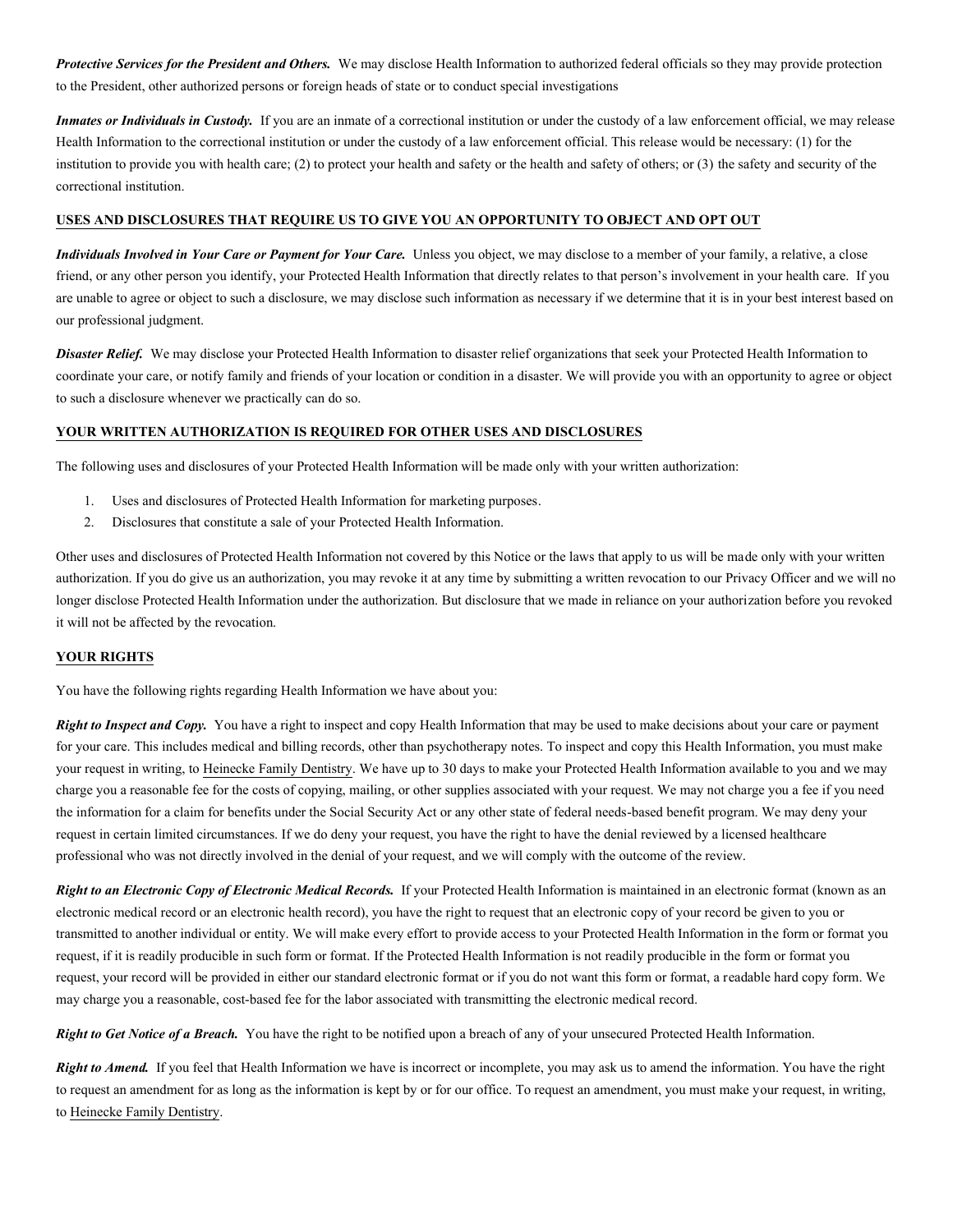***Protective Services for the President and Others.*** We may disclose Health Information to authorized federal officials so they may provide protection to the President, other authorized persons or foreign heads of state or to conduct special investigations

***Inmates or Individuals in Custody.*** If you are an inmate of a correctional institution or under the custody of a law enforcement official, we may release Health Information to the correctional institution or under the custody of a law enforcement official. This release would be necessary: (1) for the institution to provide you with health care; (2) to protect your health and safety or the health and safety of others; or (3) the safety and security of the correctional institution.

**USES AND DISCLOSURES THAT REQUIRE US TO GIVE YOU AN OPPORTUNITY TO OBJECT AND OPT OUT**

***Individuals Involved in Your Care or Payment for Your Care.*** Unless you object, we may disclose to a member of your family, a relative, a close friend, or any other person you identify, your Protected Health Information that directly relates to that person's involvement in your health care. If you are unable to agree or object to such a disclosure, we may disclose such information as necessary if we determine that it is in your best interest based on our professional judgment.

***Disaster Relief.*** We may disclose your Protected Health Information to disaster relief organizations that seek your Protected Health Information to coordinate your care, or notify family and friends of your location or condition in a disaster. We will provide you with an opportunity to agree or object to such a disclosure whenever we practically can do so.

**YOUR WRITTEN AUTHORIZATION IS REQUIRED FOR OTHER USES AND DISCLOSURES**

The following uses and disclosures of your Protected Health Information will be made only with your written authorization:

1. Uses and disclosures of Protected Health Information for marketing purposes.
2. Disclosures that constitute a sale of your Protected Health Information.

Other uses and disclosures of Protected Health Information not covered by this Notice or the laws that apply to us will be made only with your written authorization. If you do give us an authorization, you may revoke it at any time by submitting a written revocation to our Privacy Officer and we will no longer disclose Protected Health Information under the authorization. But disclosure that we made in reliance on your authorization before you revoked it will not be affected by the revocation.

**YOUR RIGHTS**

You have the following rights regarding Health Information we have about you:

***Right to Inspect and Copy.*** You have a right to inspect and copy Health Information that may be used to make decisions about your care or payment for your care. This includes medical and billing records, other than psychotherapy notes. To inspect and copy this Health Information, you must make your request in writing, to Heinecke Family Dentistry. We have up to 30 days to make your Protected Health Information available to you and we may charge you a reasonable fee for the costs of copying, mailing, or other supplies associated with your request. We may not charge you a fee if you need the information for a claim for benefits under the Social Security Act or any other state of federal needs-based benefit program. We may deny your request in certain limited circumstances. If we do deny your request, you have the right to have the denial reviewed by a licensed healthcare professional who was not directly involved in the denial of your request, and we will comply with the outcome of the review.

***Right to an Electronic Copy of Electronic Medical Records.*** If your Protected Health Information is maintained in an electronic format (known as an electronic medical record or an electronic health record), you have the right to request that an electronic copy of your record be given to you or transmitted to another individual or entity. We will make every effort to provide access to your Protected Health Information in the form or format you request, if it is readily producible in such form or format. If the Protected Health Information is not readily producible in the form or format you request, your record will be provided in either our standard electronic format or if you do not want this form or format, a readable hard copy form. We may charge you a reasonable, cost-based fee for the labor associated with transmitting the electronic medical record.

***Right to Get Notice of a Breach.*** You have the right to be notified upon a breach of any of your unsecured Protected Health Information.

***Right to Amend.*** If you feel that Health Information we have is incorrect or incomplete, you may ask us to amend the information. You have the right to request an amendment for as long as the information is kept by or for our office. To request an amendment, you must make your request, in writing, to Heinecke Family Dentistry.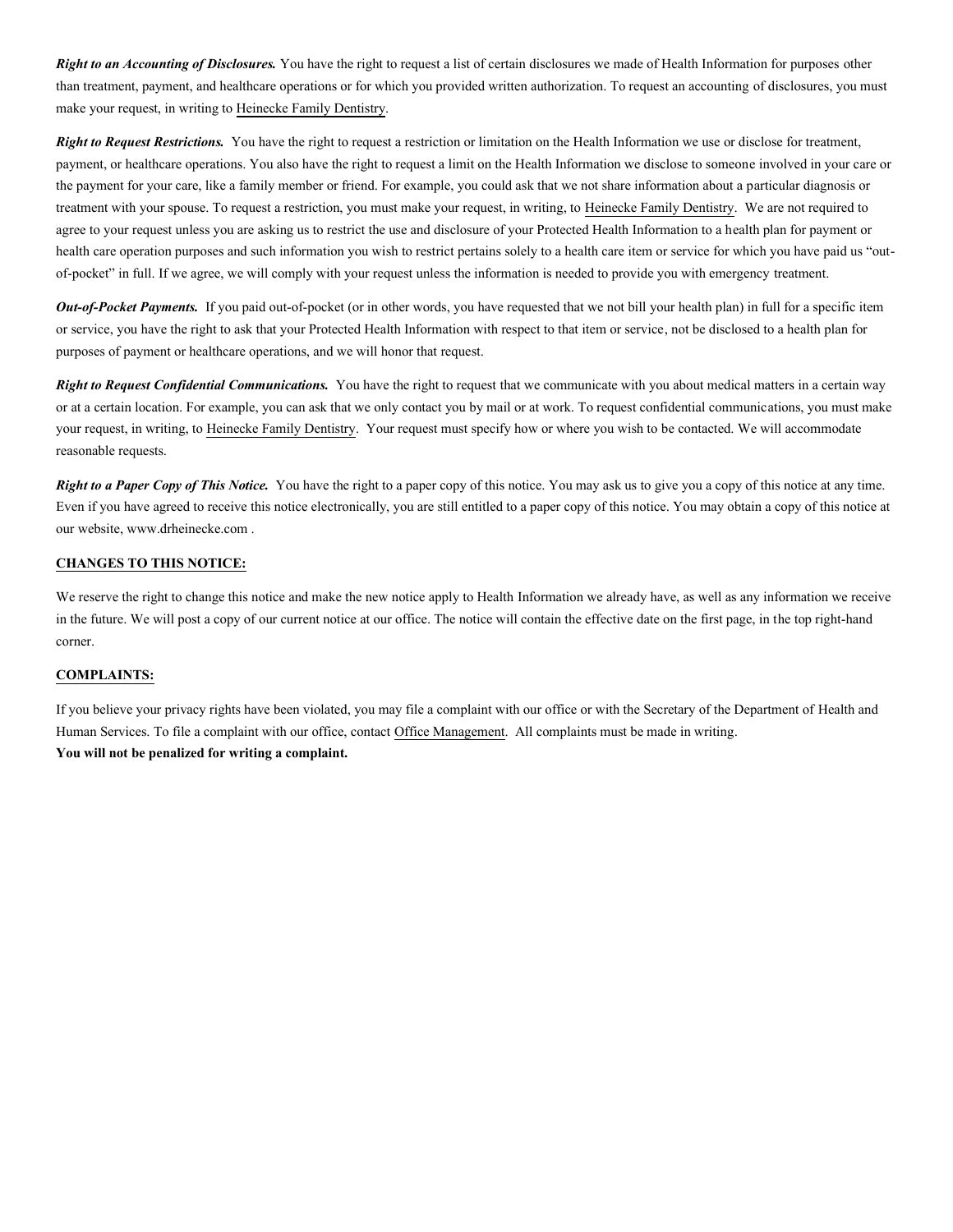***Right to an Accounting of Disclosures.*** You have the right to request a list of certain disclosures we made of Health Information for purposes other than treatment, payment, and healthcare operations or for which you provided written authorization. To request an accounting of disclosures, you must make your request, in writing to Heinecke Family Dentistry.

***Right to Request Restrictions.*** You have the right to request a restriction or limitation on the Health Information we use or disclose for treatment, payment, or healthcare operations. You also have the right to request a limit on the Health Information we disclose to someone involved in your care or the payment for your care, like a family member or friend. For example, you could ask that we not share information about a particular diagnosis or treatment with your spouse. To request a restriction, you must make your request, in writing, to Heinecke Family Dentistry. We are not required to agree to your request unless you are asking us to restrict the use and disclosure of your Protected Health Information to a health plan for payment or health care operation purposes and such information you wish to restrict pertains solely to a health care item or service for which you have paid us "out-of-pocket" in full. If we agree, we will comply with your request unless the information is needed to provide you with emergency treatment.

***Out-of-Pocket Payments.*** If you paid out-of-pocket (or in other words, you have requested that we not bill your health plan) in full for a specific item or service, you have the right to ask that your Protected Health Information with respect to that item or service, not be disclosed to a health plan for purposes of payment or healthcare operations, and we will honor that request.

***Right to Request Confidential Communications.*** You have the right to request that we communicate with you about medical matters in a certain way or at a certain location. For example, you can ask that we only contact you by mail or at work. To request confidential communications, you must make your request, in writing, to Heinecke Family Dentistry. Your request must specify how or where you wish to be contacted. We will accommodate reasonable requests.

***Right to a Paper Copy of This Notice.*** You have the right to a paper copy of this notice. You may ask us to give you a copy of this notice at any time. Even if you have agreed to receive this notice electronically, you are still entitled to a paper copy of this notice. You may obtain a copy of this notice at our website, www.drheinecke.com .

**CHANGES TO THIS NOTICE:**

We reserve the right to change this notice and make the new notice apply to Health Information we already have, as well as any information we receive in the future. We will post a copy of our current notice at our office. The notice will contain the effective date on the first page, in the top right-hand corner.

**COMPLAINTS:**

If you believe your privacy rights have been violated, you may file a complaint with our office or with the Secretary of the Department of Health and Human Services. To file a complaint with our office, contact Office Management. All complaints must be made in writing.
**You will not be penalized for writing a complaint.**